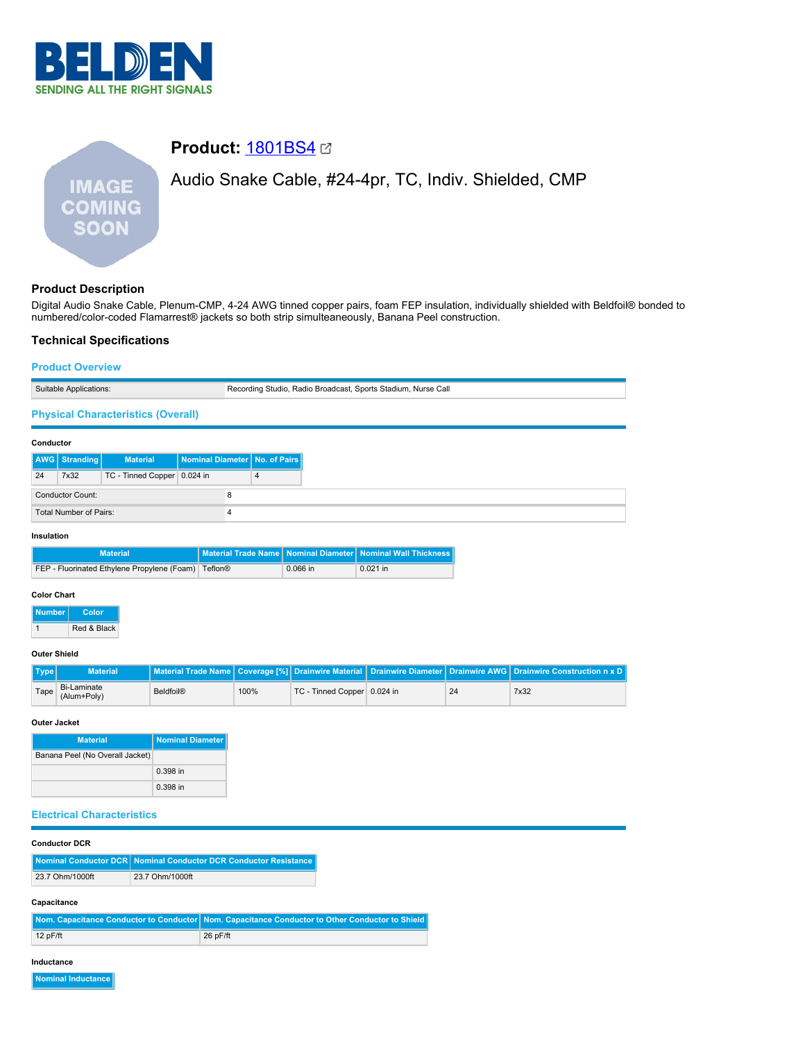# Product: 1801BS4

## Audio Snake Cable, #24-4pr, TC, Indiv. Shielded, CMP

### Product Description

Digital Audio Snake Cable, Plenum-CMP, 4-24 AWG tinned copper pairs, foam FEP insulation, individually shielded with Beldfoil® bonded to numbered/color-coded Flamarrest® jackets so both strip simulteaneously, Banana Peel construction.

### Technical Specifications

#### Product Overview

| | |
|---|---|
| Suitable Applications: | Recording Studio, Radio Broadcast, Sports Stadium, Nurse Call |

#### Physical Characteristics (Overall)

**Conductor**

| AWG | Stranding | Material | Nominal Diameter | No. of Pairs |
|---|---|---|---|---|
| 24 | 7x32 | TC - Tinned Copper | 0.024 in | 4 |

| | |
|---|---|
| Conductor Count: | 8 |
| Total Number of Pairs: | 4 |

**Insulation**

| Material | Material Trade Name | Nominal Diameter | Nominal Wall Thickness |
|---|---|---|---|
| FEP - Fluorinated Ethylene Propylene (Foam) | Teflon® | 0.066 in | 0.021 in |

**Color Chart**

| Number | Color |
|---|---|
| 1 | Red & Black |

**Outer Shield**

| Type | Material | Material Trade Name | Coverage [%] | Drainwire Material | Drainwire Diameter | Drainwire AWG | Drainwire Construction n x D |
|---|---|---|---|---|---|---|---|
| Tape | Bi-Laminate (Alum+Poly) | Beldfoil® | 100% | TC - Tinned Copper | 0.024 in | 24 | 7x32 |

**Outer Jacket**

| Material | Nominal Diameter |
|---|---|
| Banana Peel (No Overall Jacket) | |
| | 0.398 in |
| | 0.398 in |

#### Electrical Characteristics

**Conductor DCR**

| Nominal Conductor DCR | Nominal Conductor DCR Conductor Resistance |
|---|---|
| 23.7 Ohm/1000ft | 23.7 Ohm/1000ft |

**Capacitance**

| Nom. Capacitance Conductor to Conductor | Nom. Capacitance Conductor to Other Conductor to Shield |
|---|---|
| 12 pF/ft | 26 pF/ft |

**Inductance**

| Nominal Inductance |
|---|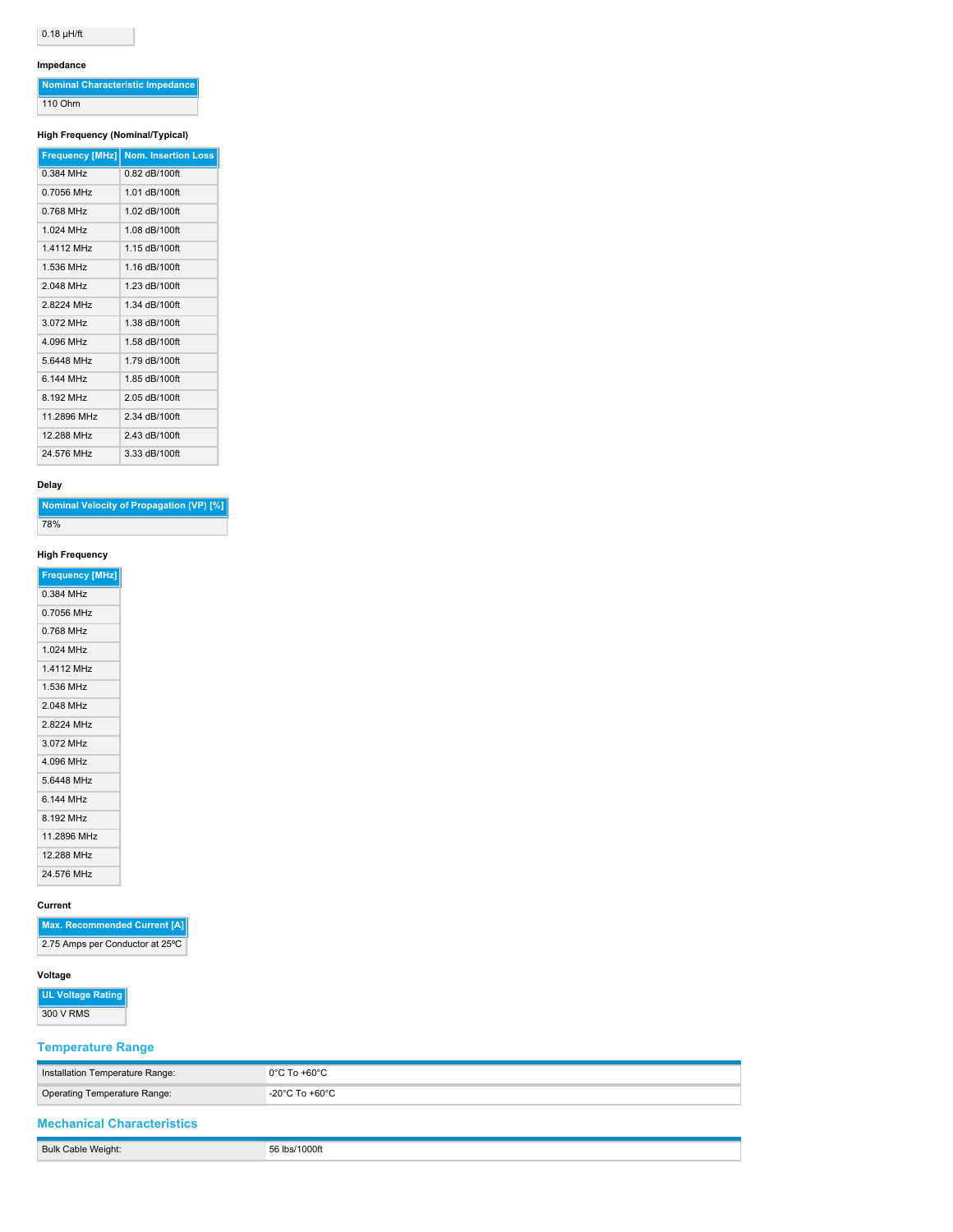| |
|---|
| 0.18 µH/ft |

#### Impedance

| Nominal Characteristic Impedance |
|---|
| 110 Ohm |

#### High Frequency (Nominal/Typical)

| Frequency [MHz] | Nom. Insertion Loss |
|---|---|
| 0.384 MHz | 0.82 dB/100ft |
| 0.7056 MHz | 1.01 dB/100ft |
| 0.768 MHz | 1.02 dB/100ft |
| 1.024 MHz | 1.08 dB/100ft |
| 1.4112 MHz | 1.15 dB/100ft |
| 1.536 MHz | 1.16 dB/100ft |
| 2.048 MHz | 1.23 dB/100ft |
| 2.8224 MHz | 1.34 dB/100ft |
| 3.072 MHz | 1.38 dB/100ft |
| 4.096 MHz | 1.58 dB/100ft |
| 5.6448 MHz | 1.79 dB/100ft |
| 6.144 MHz | 1.85 dB/100ft |
| 8.192 MHz | 2.05 dB/100ft |
| 11.2896 MHz | 2.34 dB/100ft |
| 12.288 MHz | 2.43 dB/100ft |
| 24.576 MHz | 3.33 dB/100ft |

#### Delay

| Nominal Velocity of Propagation (VP) [%] |
|---|
| 78% |

#### High Frequency

| Frequency [MHz] |
|---|
| 0.384 MHz |
| 0.7056 MHz |
| 0.768 MHz |
| 1.024 MHz |
| 1.4112 MHz |
| 1.536 MHz |
| 2.048 MHz |
| 2.8224 MHz |
| 3.072 MHz |
| 4.096 MHz |
| 5.6448 MHz |
| 6.144 MHz |
| 8.192 MHz |
| 11.2896 MHz |
| 12.288 MHz |
| 24.576 MHz |

#### Current

| Max. Recommended Current [A] |
|---|
| 2.75 Amps per Conductor at 25ºC |

#### Voltage

| UL Voltage Rating |
|---|
| 300 V RMS |

## Temperature Range

| | |
|---|---|
| Installation Temperature Range: | 0°C To +60°C |
| Operating Temperature Range: | -20°C To +60°C |

## Mechanical Characteristics

| | |
|---|---|
| Bulk Cable Weight: | 56 lbs/1000ft |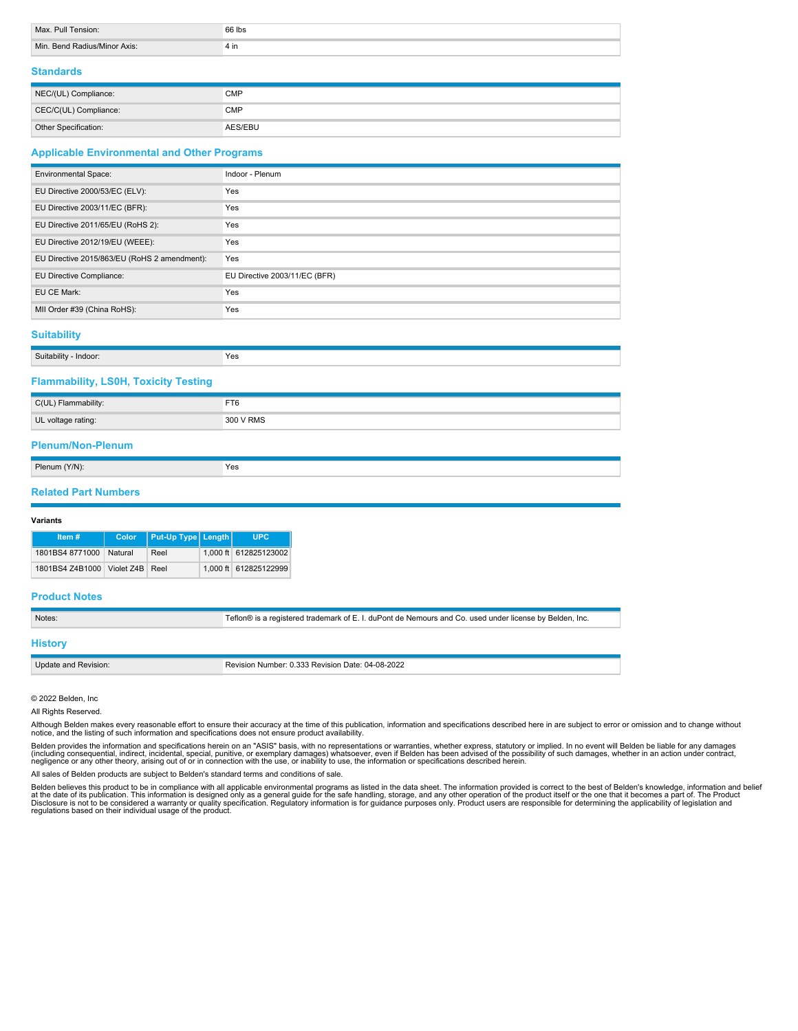| | |
|---|---|
| Max. Pull Tension: | 66 lbs |
| Min. Bend Radius/Minor Axis: | 4 in |

## Standards

| | |
|---|---|
| NEC/(UL) Compliance: | CMP |
| CEC/C(UL) Compliance: | CMP |
| Other Specification: | AES/EBU |

## Applicable Environmental and Other Programs

| | |
|---|---|
| Environmental Space: | Indoor - Plenum |
| EU Directive 2000/53/EC (ELV): | Yes |
| EU Directive 2003/11/EC (BFR): | Yes |
| EU Directive 2011/65/EU (RoHS 2): | Yes |
| EU Directive 2012/19/EU (WEEE): | Yes |
| EU Directive 2015/863/EU (RoHS 2 amendment): | Yes |
| EU Directive Compliance: | EU Directive 2003/11/EC (BFR) |
| EU CE Mark: | Yes |
| MII Order #39 (China RoHS): | Yes |

## Suitability

| | |
|---|---|
| Suitability - Indoor: | Yes |

## Flammability, LS0H, Toxicity Testing

| | |
|---|---|
| C(UL) Flammability: | FT6 |
| UL voltage rating: | 300 V RMS |

## Plenum/Non-Plenum

| | |
|---|---|
| Plenum (Y/N): | Yes |

## Related Part Numbers

**Variants**

| Item # | Color | Put-Up Type | Length | UPC |
|---|---|---|---|---|
| 1801BS4 8771000 | Natural | Reel | 1,000 ft | 612825123002 |
| 1801BS4 Z4B1000 | Violet Z4B | Reel | 1,000 ft | 612825122999 |

## Product Notes

| | |
|---|---|
| Notes: | Teflon® is a registered trademark of E. I. duPont de Nemours and Co. used under license by Belden, Inc. |

## History

| | |
|---|---|
| Update and Revision: | Revision Number: 0.333 Revision Date: 04-08-2022 |

© 2022 Belden, Inc

All Rights Reserved.

Although Belden makes every reasonable effort to ensure their accuracy at the time of this publication, information and specifications described here in are subject to error or omission and to change without notice, and the listing of such information and specifications does not ensure product availability.

Belden provides the information and specifications herein on an "ASIS" basis, with no representations or warranties, whether express, statutory or implied. In no event will Belden be liable for any damages (including consequential, indirect, incidental, special, punitive, or exemplary damages) whatsoever, even if Belden has been advised of the possibility of such damages, whether in an action under contract, negligence or any other theory, arising out of or in connection with the use, or inability to use, the information or specifications described herein.

All sales of Belden products are subject to Belden's standard terms and conditions of sale.

Belden believes this product to be in compliance with all applicable environmental programs as listed in the data sheet. The information provided is correct to the best of Belden's knowledge, information and belief at the date of its publication. This information is designed only as a general guide for the safe handling, storage, and any other operation of the product itself or the one that it becomes a part of. The Product Disclosure is not to be considered a warranty or quality specification. Regulatory information is for guidance purposes only. Product users are responsible for determining the applicability of legislation and regulations based on their individual usage of the product.